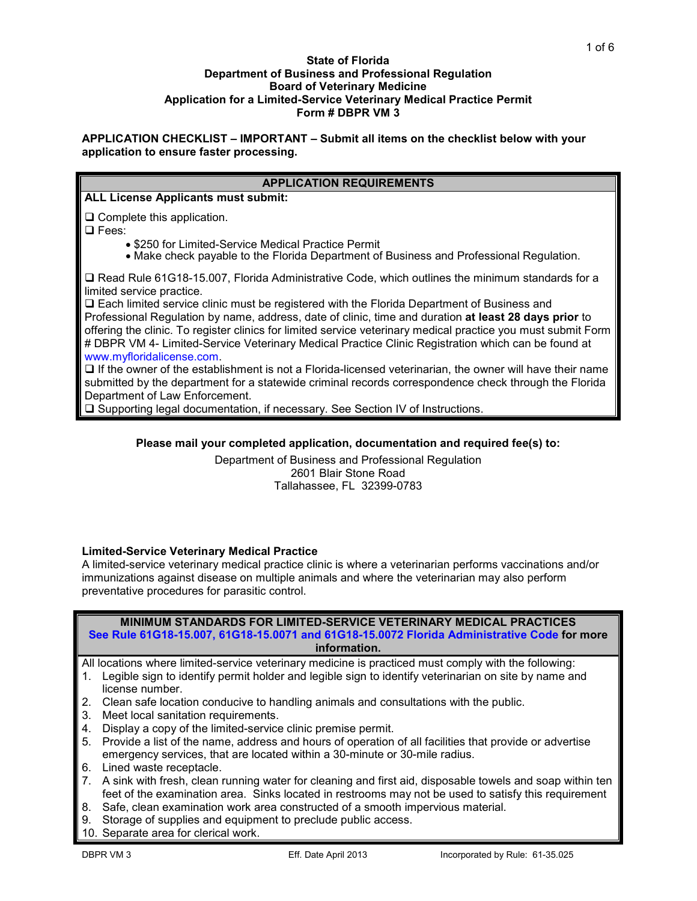**State of Florida**
**Department of Business and Professional Regulation**
**Board of Veterinary Medicine**
**Application for a Limited-Service Veterinary Medical Practice Permit**
**Form # DBPR VM 3**

**APPLICATION CHECKLIST – IMPORTANT – Submit all items on the checklist below with your application to ensure faster processing.**

| APPLICATION REQUIREMENTS |
|---|
| **ALL License Applicants must submit:** |
| ❑ Complete this application.<br>❑ Fees:<br>• $250 for Limited-Service Medical Practice Permit<br>• Make check payable to the Florida Department of Business and Professional Regulation. |
| ❑ Read Rule 61G18-15.007, Florida Administrative Code, which outlines the minimum standards for a limited service practice.<br>❑ Each limited service clinic must be registered with the Florida Department of Business and Professional Regulation by name, address, date of clinic, time and duration **at least 28 days prior** to offering the clinic. To register clinics for limited service veterinary medical practice you must submit Form # DBPR VM 4- Limited-Service Veterinary Medical Practice Clinic Registration which can be found at www.myfloridalicense.com.<br>❑ If the owner of the establishment is not a Florida-licensed veterinarian, the owner will have their name submitted by the department for a statewide criminal records correspondence check through the Florida Department of Law Enforcement.<br>❑ Supporting legal documentation, if necessary. See Section IV of Instructions. |

**Please mail your completed application, documentation and required fee(s) to:**

Department of Business and Professional Regulation
2601 Blair Stone Road
Tallahassee, FL 32399-0783

**Limited-Service Veterinary Medical Practice**

A limited-service veterinary medical practice clinic is where a veterinarian performs vaccinations and/or immunizations against disease on multiple animals and where the veterinarian may also perform preventative procedures for parasitic control.

| MINIMUM STANDARDS FOR LIMITED-SERVICE VETERINARY MEDICAL PRACTICES<br>See Rule 61G18-15.007, 61G18-15.0071 and 61G18-15.0072 Florida Administrative Code for more information. |
|---|
| All locations where limited-service veterinary medicine is practiced must comply with the following:<br>1. Legible sign to identify permit holder and legible sign to identify veterinarian on site by name and license number.<br>2. Clean safe location conducive to handling animals and consultations with the public.<br>3. Meet local sanitation requirements.<br>4. Display a copy of the limited-service clinic premise permit.<br>5. Provide a list of the name, address and hours of operation of all facilities that provide or advertise emergency services, that are located within a 30-minute or 30-mile radius.<br>6. Lined waste receptacle.<br>7. A sink with fresh, clean running water for cleaning and first aid, disposable towels and soap within ten feet of the examination area. Sinks located in restrooms may not be used to satisfy this requirement<br>8. Safe, clean examination work area constructed of a smooth impervious material.<br>9. Storage of supplies and equipment to preclude public access.<br>10. Separate area for clerical work. |

DBPR VM 3 Eff. Date April 2013 Incorporated by Rule: 61-35.025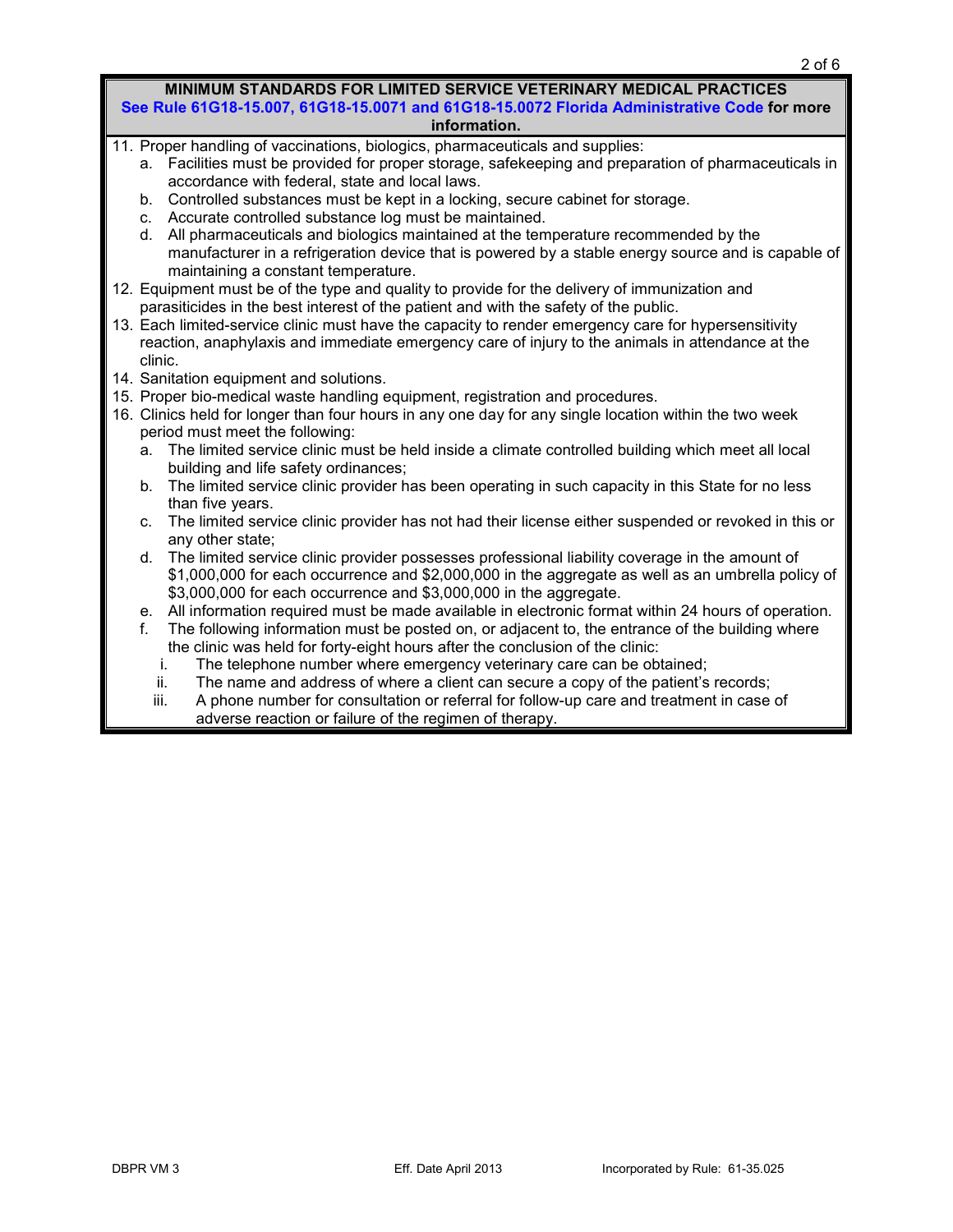**MINIMUM STANDARDS FOR LIMITED SERVICE VETERINARY MEDICAL PRACTICES**
**See Rule 61G18-15.007, 61G18-15.0071 and 61G18-15.0072 Florida Administrative Code for more information.**

11. Proper handling of vaccinations, biologics, pharmaceuticals and supplies:
    a. Facilities must be provided for proper storage, safekeeping and preparation of pharmaceuticals in accordance with federal, state and local laws.
    b. Controlled substances must be kept in a locking, secure cabinet for storage.
    c. Accurate controlled substance log must be maintained.
    d. All pharmaceuticals and biologics maintained at the temperature recommended by the manufacturer in a refrigeration device that is powered by a stable energy source and is capable of maintaining a constant temperature.
12. Equipment must be of the type and quality to provide for the delivery of immunization and parasiticides in the best interest of the patient and with the safety of the public.
13. Each limited-service clinic must have the capacity to render emergency care for hypersensitivity reaction, anaphylaxis and immediate emergency care of injury to the animals in attendance at the clinic.
14. Sanitation equipment and solutions.
15. Proper bio-medical waste handling equipment, registration and procedures.
16. Clinics held for longer than four hours in any one day for any single location within the two week period must meet the following:
    a. The limited service clinic must be held inside a climate controlled building which meet all local building and life safety ordinances;
    b. The limited service clinic provider has been operating in such capacity in this State for no less than five years.
    c. The limited service clinic provider has not had their license either suspended or revoked in this or any other state;
    d. The limited service clinic provider possesses professional liability coverage in the amount of $1,000,000 for each occurrence and $2,000,000 in the aggregate as well as an umbrella policy of $3,000,000 for each occurrence and $3,000,000 in the aggregate.
    e. All information required must be made available in electronic format within 24 hours of operation.
    f. The following information must be posted on, or adjacent to, the entrance of the building where the clinic was held for forty-eight hours after the conclusion of the clinic:
        i. The telephone number where emergency veterinary care can be obtained;
        ii. The name and address of where a client can secure a copy of the patient's records;
        iii. A phone number for consultation or referral for follow-up care and treatment in case of adverse reaction or failure of the regimen of therapy.

DBPR VM 3 Eff. Date April 2013 Incorporated by Rule: 61-35.025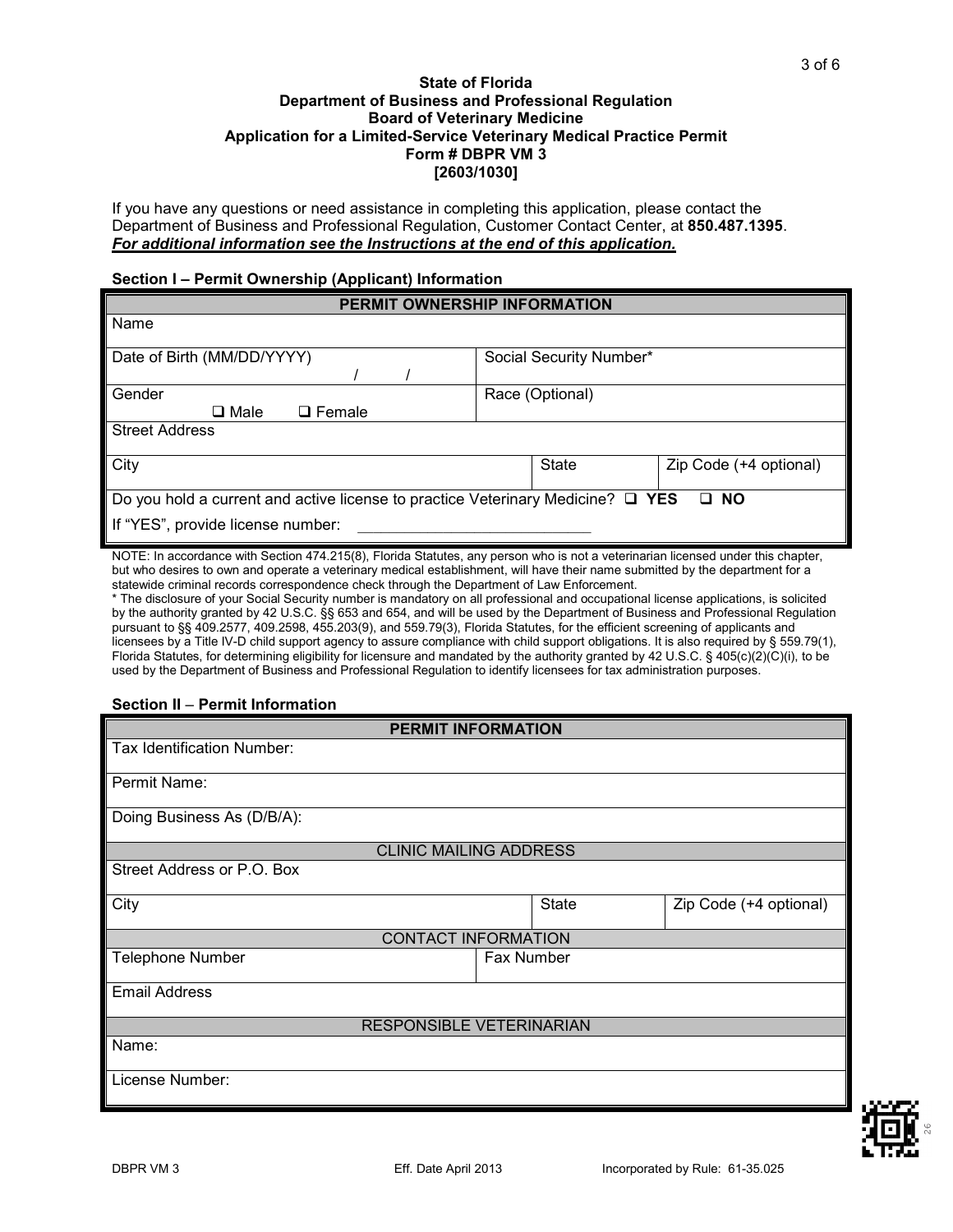**State of Florida**
**Department of Business and Professional Regulation**
**Board of Veterinary Medicine**
**Application for a Limited-Service Veterinary Medical Practice Permit**
**Form # DBPR VM 3**
**[2603/1030]**

If you have any questions or need assistance in completing this application, please contact the Department of Business and Professional Regulation, Customer Contact Center, at **850.487.1395**.
***For additional information see the Instructions at the end of this application.***

**Section I – Permit Ownership (Applicant) Information**

| PERMIT OWNERSHIP INFORMATION | | |
|---|---|---|
| Name | | |
| Date of Birth (MM/DD/YYYY) / / | Social Security Number* | |
| Gender ❑ Male ❑ Female | Race (Optional) | |
| Street Address | | |
| City | State | Zip Code (+4 optional) |
| Do you hold a current and active license to practice Veterinary Medicine? ❑ **YES** ❑ **NO** | | |
| If "YES", provide license number: ___________________________ | | |

NOTE: In accordance with Section 474.215(8), Florida Statutes, any person who is not a veterinarian licensed under this chapter, but who desires to own and operate a veterinary medical establishment, will have their name submitted by the department for a statewide criminal records correspondence check through the Department of Law Enforcement.

* The disclosure of your Social Security number is mandatory on all professional and occupational license applications, is solicited by the authority granted by 42 U.S.C. §§ 653 and 654, and will be used by the Department of Business and Professional Regulation pursuant to §§ 409.2577, 409.2598, 455.203(9), and 559.79(3), Florida Statutes, for the efficient screening of applicants and licensees by a Title IV-D child support agency to assure compliance with child support obligations. It is also required by § 559.79(1), Florida Statutes, for determining eligibility for licensure and mandated by the authority granted by 42 U.S.C. § 405(c)(2)(C)(i), to be used by the Department of Business and Professional Regulation to identify licensees for tax administration purposes.

**Section II – Permit Information**

| PERMIT INFORMATION | | |
|---|---|---|
| Tax Identification Number: | | |
| Permit Name: | | |
| Doing Business As (D/B/A): | | |
| CLINIC MAILING ADDRESS | | |
| Street Address or P.O. Box | | |
| City | State | Zip Code (+4 optional) |
| CONTACT INFORMATION | | |
| Telephone Number | Fax Number | |
| Email Address | | |
| RESPONSIBLE VETERINARIAN | | |
| Name: | | |
| License Number: | | |

DBPR VM 3 Eff. Date April 2013 Incorporated by Rule: 61-35.025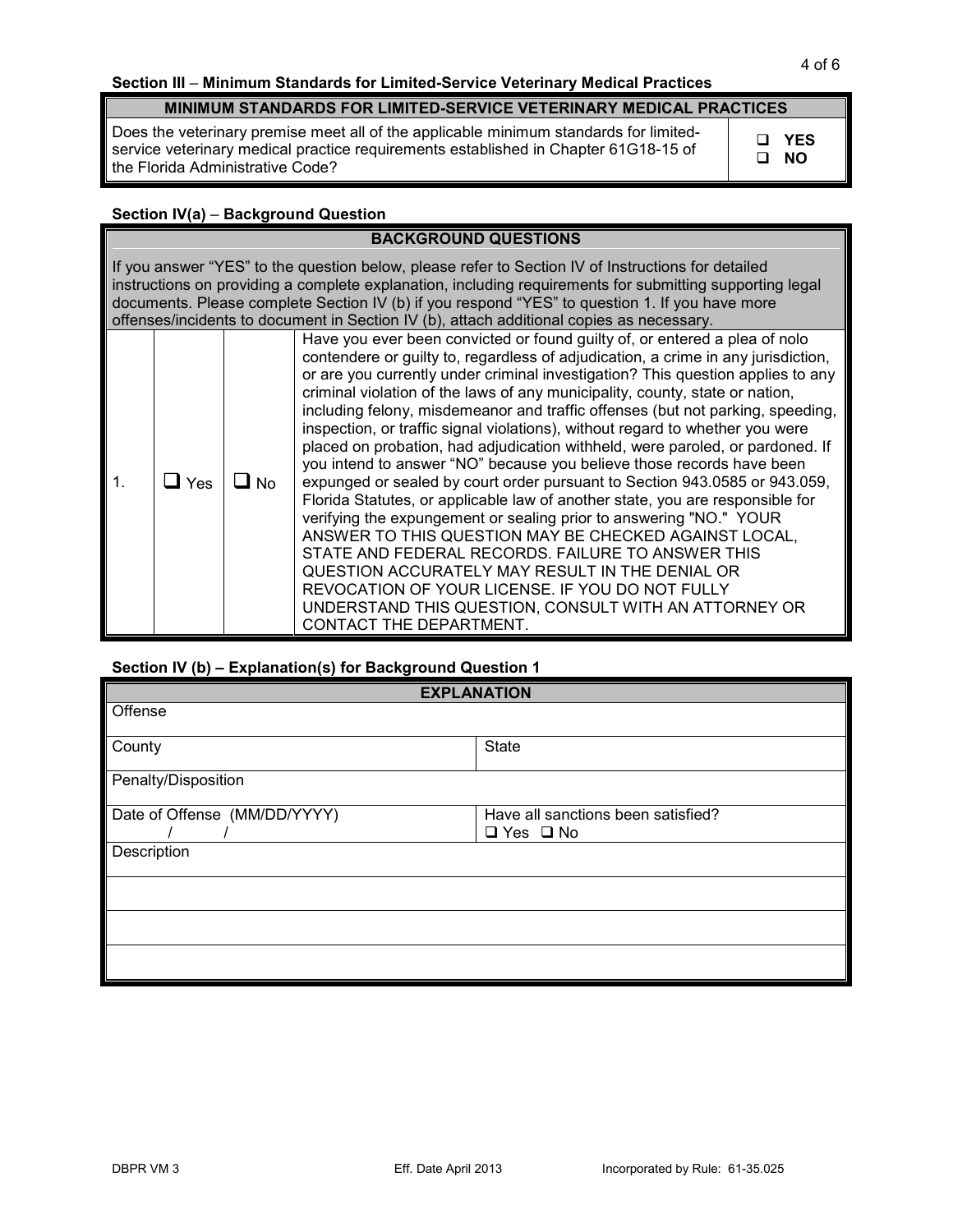**Section III** – **Minimum Standards for Limited-Service Veterinary Medical Practices**

| MINIMUM STANDARDS FOR LIMITED-SERVICE VETERINARY MEDICAL PRACTICES | |
|---|---|
| Does the veterinary premise meet all of the applicable minimum standards for limited-service veterinary medical practice requirements established in Chapter 61G18-15 of the Florida Administrative Code? | ❑ **YES** ❑ **NO** |

**Section IV(a)** – **Background Question**

| BACKGROUND QUESTIONS | | | |
|---|---|---|---|
| If you answer "YES" to the question below, please refer to Section IV of Instructions for detailed instructions on providing a complete explanation, including requirements for submitting supporting legal documents. Please complete Section IV (b) if you respond "YES" to question 1. If you have more offenses/incidents to document in Section IV (b), attach additional copies as necessary. | | | |
| 1. | ❑ Yes | ❑ No | Have you ever been convicted or found guilty of, or entered a plea of nolo contendere or guilty to, regardless of adjudication, a crime in any jurisdiction, or are you currently under criminal investigation? This question applies to any criminal violation of the laws of any municipality, county, state or nation, including felony, misdemeanor and traffic offenses (but not parking, speeding, inspection, or traffic signal violations), without regard to whether you were placed on probation, had adjudication withheld, were paroled, or pardoned. If you intend to answer "NO" because you believe those records have been expunged or sealed by court order pursuant to Section 943.0585 or 943.059, Florida Statutes, or applicable law of another state, you are responsible for verifying the expungement or sealing prior to answering "NO." YOUR ANSWER TO THIS QUESTION MAY BE CHECKED AGAINST LOCAL, STATE AND FEDERAL RECORDS. FAILURE TO ANSWER THIS QUESTION ACCURATELY MAY RESULT IN THE DENIAL OR REVOCATION OF YOUR LICENSE. IF YOU DO NOT FULLY UNDERSTAND THIS QUESTION, CONSULT WITH AN ATTORNEY OR CONTACT THE DEPARTMENT. |

**Section IV (b) – Explanation(s) for Background Question 1**

| EXPLANATION | |
|---|---|
| Offense | |
| County | State |
| Penalty/Disposition | |
| Date of Offense (MM/DD/YYYY)<br>/ / | Have all sanctions been satisfied?<br>❑ Yes ❑ No |
| Description | |
| | |
| | |
| | |

DBPR VM 3 Eff. Date April 2013 Incorporated by Rule: 61-35.025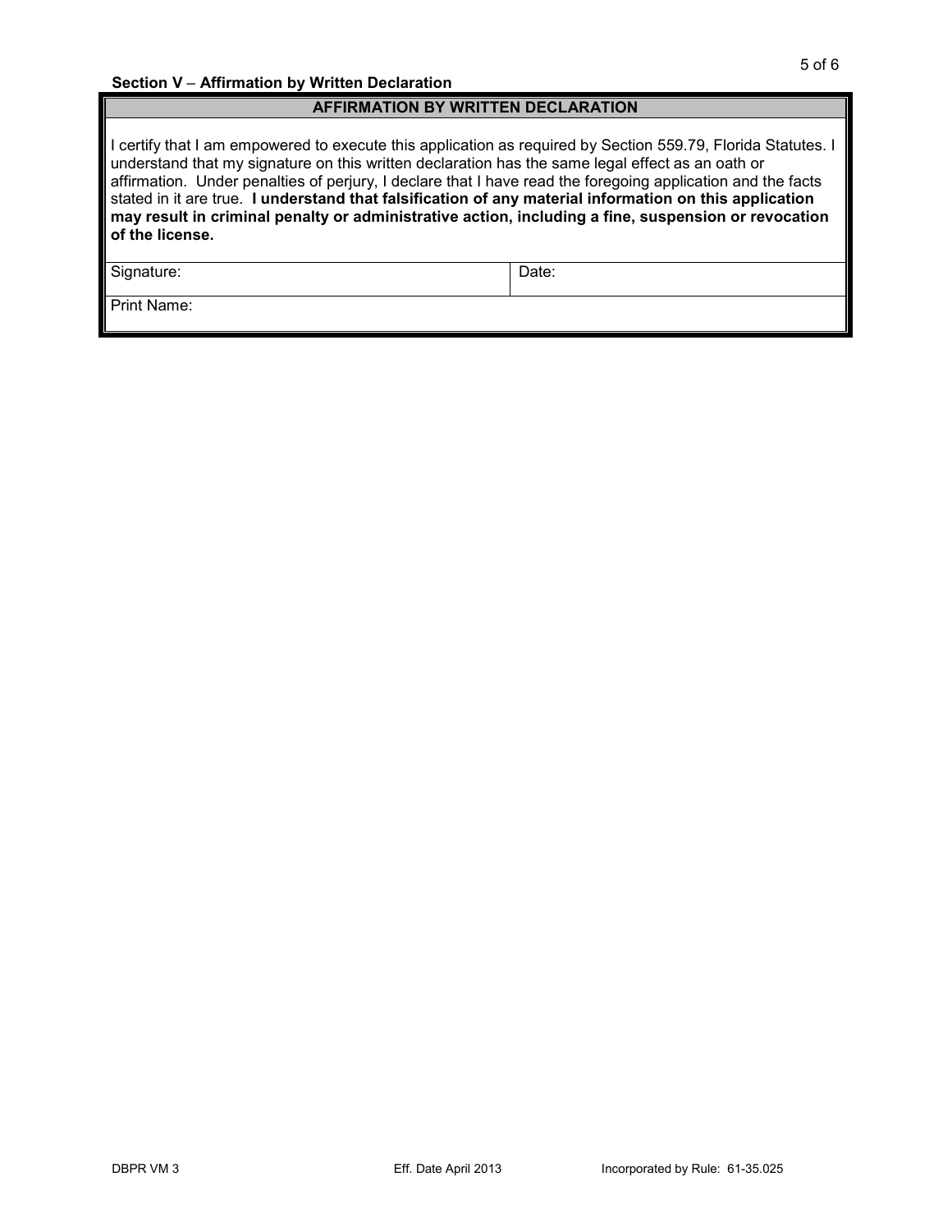### Section V – Affirmation by Written Declaration

| AFFIRMATION BY WRITTEN DECLARATION | |
|---|---|
| I certify that I am empowered to execute this application as required by Section 559.79, Florida Statutes. I understand that my signature on this written declaration has the same legal effect as an oath or affirmation. Under penalties of perjury, I declare that I have read the foregoing application and the facts stated in it are true. **I understand that falsification of any material information on this application may result in criminal penalty or administrative action, including a fine, suspension or revocation of the license.** | |
| Signature: | Date: |
| Print Name: | |

DBPR VM 3 Eff. Date April 2013 Incorporated by Rule: 61-35.025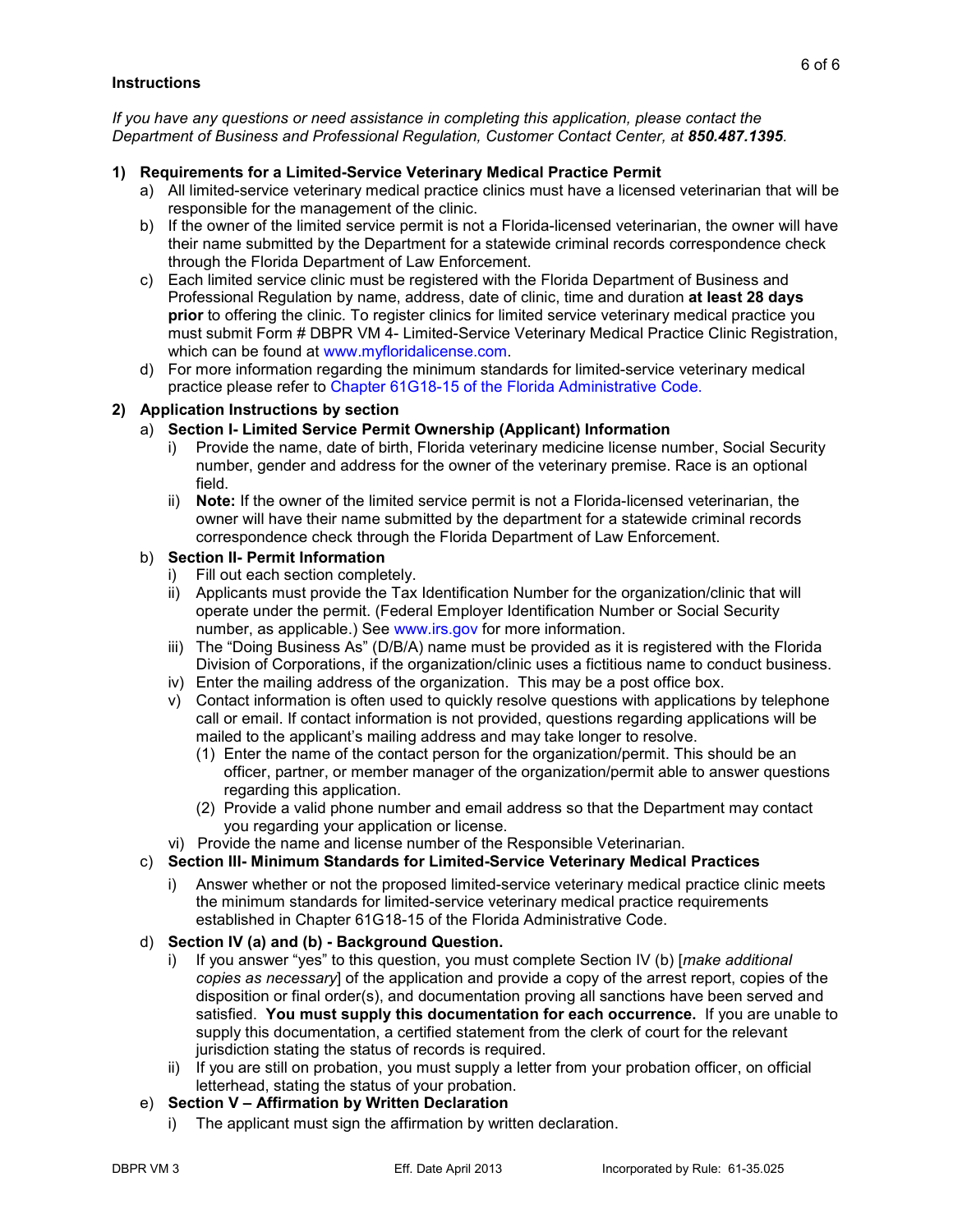**Instructions**

*If you have any questions or need assistance in completing this application, please contact the Department of Business and Professional Regulation, Customer Contact Center, at* ***850.487.1395****.*

**1) Requirements for a Limited-Service Veterinary Medical Practice Permit**

a) All limited-service veterinary medical practice clinics must have a licensed veterinarian that will be responsible for the management of the clinic.

b) If the owner of the limited service permit is not a Florida-licensed veterinarian, the owner will have their name submitted by the Department for a statewide criminal records correspondence check through the Florida Department of Law Enforcement.

c) Each limited service clinic must be registered with the Florida Department of Business and Professional Regulation by name, address, date of clinic, time and duration **at least 28 days prior** to offering the clinic. To register clinics for limited service veterinary medical practice you must submit Form # DBPR VM 4- Limited-Service Veterinary Medical Practice Clinic Registration, which can be found at www.myfloridalicense.com.

d) For more information regarding the minimum standards for limited-service veterinary medical practice please refer to Chapter 61G18-15 of the Florida Administrative Code.

**2) Application Instructions by section**

a) **Section I- Limited Service Permit Ownership (Applicant) Information**

i) Provide the name, date of birth, Florida veterinary medicine license number, Social Security number, gender and address for the owner of the veterinary premise. Race is an optional field.

ii) **Note:** If the owner of the limited service permit is not a Florida-licensed veterinarian, the owner will have their name submitted by the department for a statewide criminal records correspondence check through the Florida Department of Law Enforcement.

b) **Section II- Permit Information**

i) Fill out each section completely.

ii) Applicants must provide the Tax Identification Number for the organization/clinic that will operate under the permit. (Federal Employer Identification Number or Social Security number, as applicable.) See www.irs.gov for more information.

iii) The "Doing Business As" (D/B/A) name must be provided as it is registered with the Florida Division of Corporations, if the organization/clinic uses a fictitious name to conduct business.

iv) Enter the mailing address of the organization. This may be a post office box.

v) Contact information is often used to quickly resolve questions with applications by telephone call or email. If contact information is not provided, questions regarding applications will be mailed to the applicant's mailing address and may take longer to resolve.

(1) Enter the name of the contact person for the organization/permit. This should be an officer, partner, or member manager of the organization/permit able to answer questions regarding this application.

(2) Provide a valid phone number and email address so that the Department may contact you regarding your application or license.

vi) Provide the name and license number of the Responsible Veterinarian.

c) **Section III- Minimum Standards for Limited-Service Veterinary Medical Practices**

i) Answer whether or not the proposed limited-service veterinary medical practice clinic meets the minimum standards for limited-service veterinary medical practice requirements established in Chapter 61G18-15 of the Florida Administrative Code.

d) **Section IV (a) and (b) - Background Question.**

i) If you answer "yes" to this question, you must complete Section IV (b) [*make additional copies as necessary*] of the application and provide a copy of the arrest report, copies of the disposition or final order(s), and documentation proving all sanctions have been served and satisfied. **You must supply this documentation for each occurrence.** If you are unable to supply this documentation, a certified statement from the clerk of court for the relevant jurisdiction stating the status of records is required.

ii) If you are still on probation, you must supply a letter from your probation officer, on official letterhead, stating the status of your probation.

e) **Section V – Affirmation by Written Declaration**

i) The applicant must sign the affirmation by written declaration.

DBPR VM 3 Eff. Date April 2013 Incorporated by Rule: 61-35.025